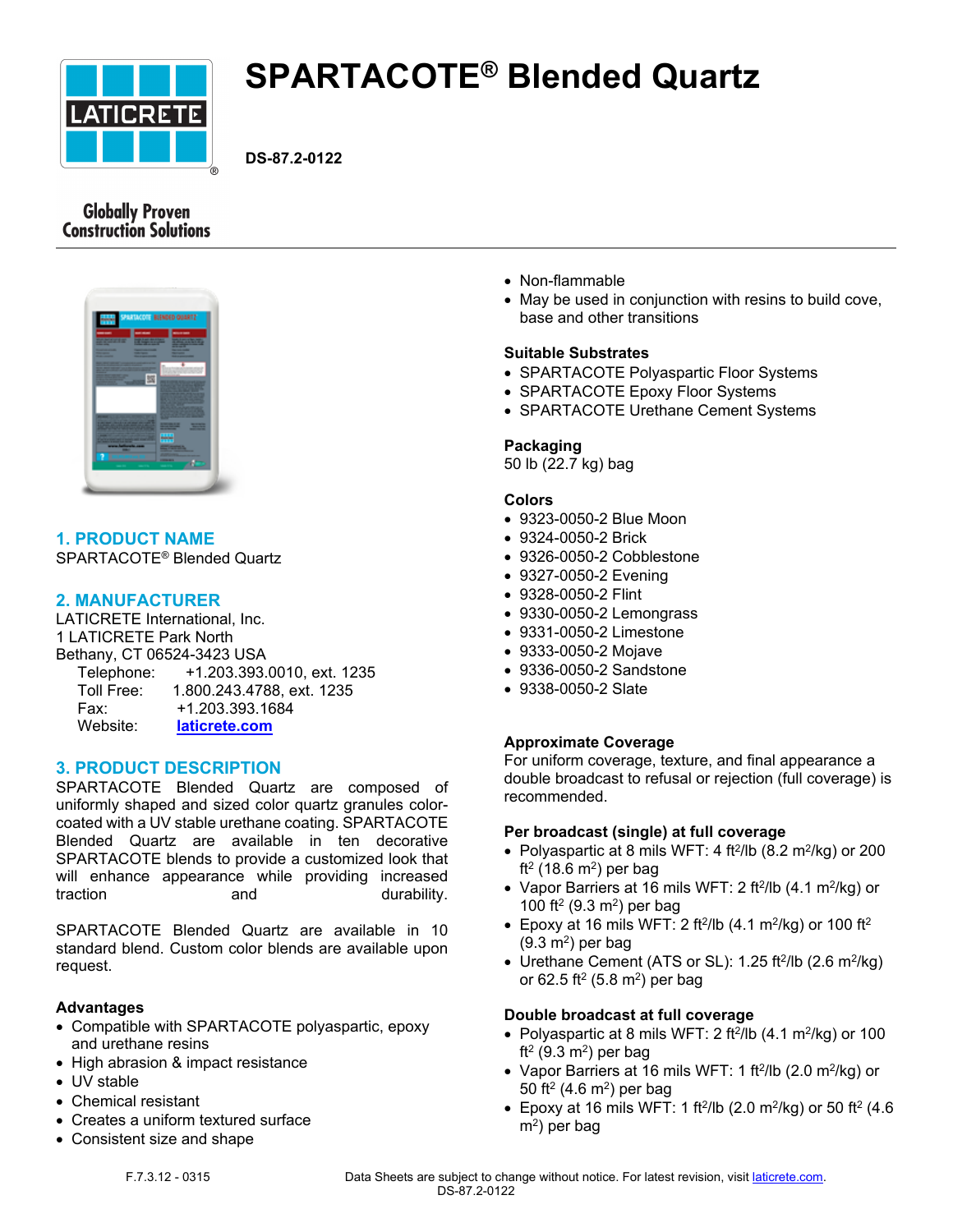# SPARTACOTE® Blended Quartz

**DS-87.2-0122**

## 1. PRODUCT NAME

SPARTACOTE® Blended Quartz

## 2. MANUFACTURER

LATICRETE International, Inc.
1 LATICRETE Park North
Bethany, CT 06524-3423 USA

Telephone: +1.203.393.0010, ext. 1235
Toll Free: 1.800.243.4788, ext. 1235
Fax: +1.203.393.1684
Website: laticrete.com

## 3. PRODUCT DESCRIPTION

SPARTACOTE Blended Quartz are composed of uniformly shaped and sized color quartz granules color-coated with a UV stable urethane coating. SPARTACOTE Blended Quartz are available in ten decorative SPARTACOTE blends to provide a customized look that will enhance appearance while providing increased traction and durability.

SPARTACOTE Blended Quartz are available in 10 standard blend. Custom color blends are available upon request.

### Advantages

- Compatible with SPARTACOTE polyaspartic, epoxy and urethane resins
- High abrasion & impact resistance
- UV stable
- Chemical resistant
- Creates a uniform textured surface
- Consistent size and shape
- Non-flammable
- May be used in conjunction with resins to build cove, base and other transitions

### Suitable Substrates

- SPARTACOTE Polyaspartic Floor Systems
- SPARTACOTE Epoxy Floor Systems
- SPARTACOTE Urethane Cement Systems

### Packaging

50 lb (22.7 kg) bag

### Colors

- 9323-0050-2 Blue Moon
- 9324-0050-2 Brick
- 9326-0050-2 Cobblestone
- 9327-0050-2 Evening
- 9328-0050-2 Flint
- 9330-0050-2 Lemongrass
- 9331-0050-2 Limestone
- 9333-0050-2 Mojave
- 9336-0050-2 Sandstone
- 9338-0050-2 Slate

### Approximate Coverage

For uniform coverage, texture, and final appearance a double broadcast to refusal or rejection (full coverage) is recommended.

#### Per broadcast (single) at full coverage

- Polyaspartic at 8 mils WFT: 4 $ft^2$/lb (8.2 $m^2$/kg) or 200 $ft^2$ (18.6 $m^2$) per bag
- Vapor Barriers at 16 mils WFT: 2 $ft^2$/lb (4.1 $m^2$/kg) or 100 $ft^2$ (9.3 $m^2$) per bag
- Epoxy at 16 mils WFT: 2 $ft^2$/lb (4.1 $m^2$/kg) or 100 $ft^2$ (9.3 $m^2$) per bag
- Urethane Cement (ATS or SL): 1.25 $ft^2$/lb (2.6 $m^2$/kg) or 62.5 $ft^2$ (5.8 $m^2$) per bag

#### Double broadcast at full coverage

- Polyaspartic at 8 mils WFT: 2 $ft^2$/lb (4.1 $m^2$/kg) or 100 $ft^2$ (9.3 $m^2$) per bag
- Vapor Barriers at 16 mils WFT: 1 $ft^2$/lb (2.0 $m^2$/kg) or 50 $ft^2$ (4.6 $m^2$) per bag
- Epoxy at 16 mils WFT: 1 $ft^2$/lb (2.0 $m^2$/kg) or 50 $ft^2$ (4.6 $m^2$) per bag

F.7.3.12 - 0315

Data Sheets are subject to change without notice. For latest revision, visit laticrete.com.
DS-87.2-0122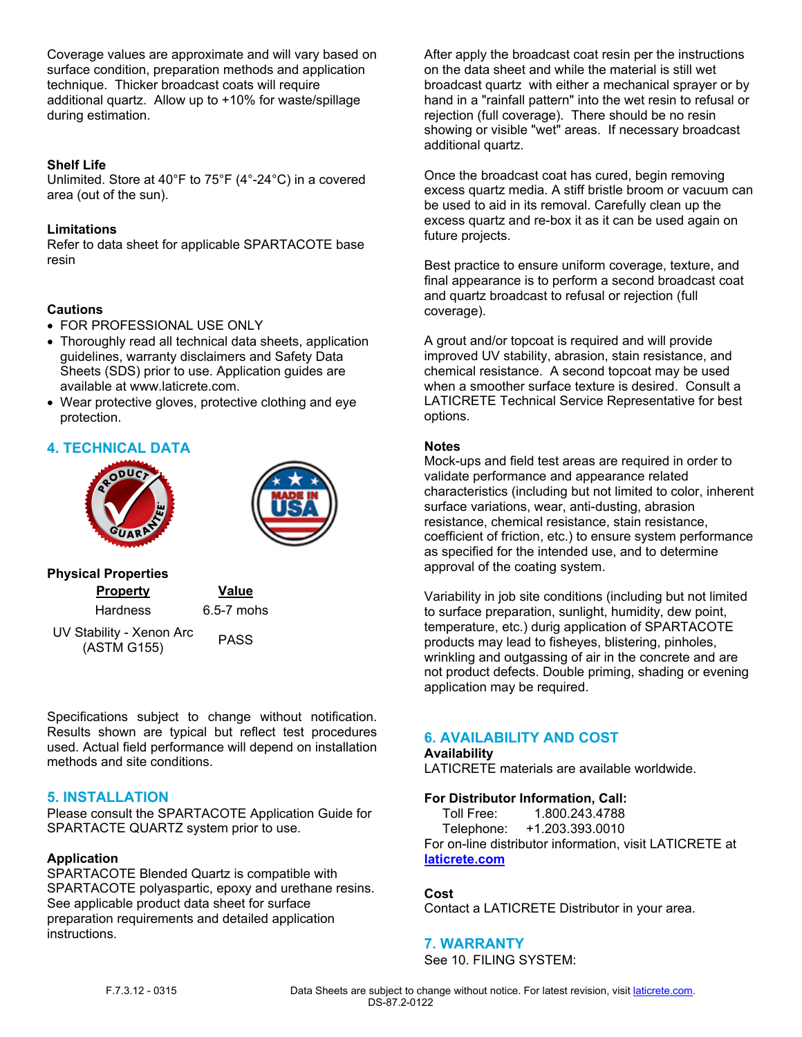Coverage values are approximate and will vary based on surface condition, preparation methods and application technique. Thicker broadcast coats will require additional quartz. Allow up to +10% for waste/spillage during estimation.

**Shelf Life**
Unlimited. Store at 40°F to 75°F (4°-24°C) in a covered area (out of the sun).

**Limitations**
Refer to data sheet for applicable SPARTACOTE base resin

**Cautions**

- FOR PROFESSIONAL USE ONLY
- Thoroughly read all technical data sheets, application guidelines, warranty disclaimers and Safety Data Sheets (SDS) prior to use. Application guides are available at www.laticrete.com.
- Wear protective gloves, protective clothing and eye protection.

## 4. TECHNICAL DATA

**Physical Properties**

| Property | Value |
|---|---|
| Hardness | 6.5-7 mohs |
| UV Stability - Xenon Arc (ASTM G155) | PASS |

Specifications subject to change without notification. Results shown are typical but reflect test procedures used. Actual field performance will depend on installation methods and site conditions.

## 5. INSTALLATION

Please consult the SPARTACOTE Application Guide for SPARTACTE QUARTZ system prior to use.

**Application**
SPARTACOTE Blended Quartz is compatible with SPARTACOTE polyaspartic, epoxy and urethane resins. See applicable product data sheet for surface preparation requirements and detailed application instructions.

After apply the broadcast coat resin per the instructions on the data sheet and while the material is still wet broadcast quartz with either a mechanical sprayer or by hand in a "rainfall pattern" into the wet resin to refusal or rejection (full coverage). There should be no resin showing or visible "wet" areas. If necessary broadcast additional quartz.

Once the broadcast coat has cured, begin removing excess quartz media. A stiff bristle broom or vacuum can be used to aid in its removal. Carefully clean up the excess quartz and re-box it as it can be used again on future projects.

Best practice to ensure uniform coverage, texture, and final appearance is to perform a second broadcast coat and quartz broadcast to refusal or rejection (full coverage).

A grout and/or topcoat is required and will provide improved UV stability, abrasion, stain resistance, and chemical resistance. A second topcoat may be used when a smoother surface texture is desired. Consult a LATICRETE Technical Service Representative for best options.

**Notes**
Mock-ups and field test areas are required in order to validate performance and appearance related characteristics (including but not limited to color, inherent surface variations, wear, anti-dusting, abrasion resistance, chemical resistance, stain resistance, coefficient of friction, etc.) to ensure system performance as specified for the intended use, and to determine approval of the coating system.

Variability in job site conditions (including but not limited to surface preparation, sunlight, humidity, dew point, temperature, etc.) durig application of SPARTACOTE products may lead to fisheyes, blistering, pinholes, wrinkling and outgassing of air in the concrete and are not product defects. Double priming, shading or evening application may be required.

## 6. AVAILABILITY AND COST

**Availability**
LATICRETE materials are available worldwide.

**For Distributor Information, Call:**
Toll Free: 1.800.243.4788
Telephone: +1.203.393.0010
For on-line distributor information, visit LATICRETE at **laticrete.com**

**Cost**
Contact a LATICRETE Distributor in your area.

## 7. WARRANTY

See 10. FILING SYSTEM: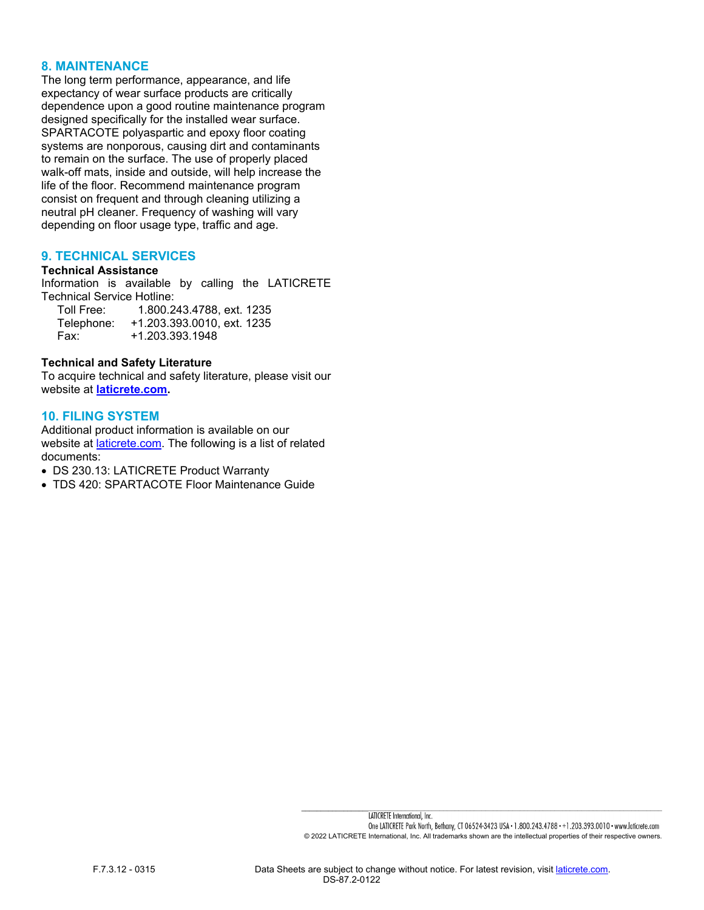## 8. MAINTENANCE

The long term performance, appearance, and life expectancy of wear surface products are critically dependence upon a good routine maintenance program designed specifically for the installed wear surface. SPARTACOTE polyaspartic and epoxy floor coating systems are nonporous, causing dirt and contaminants to remain on the surface. The use of properly placed walk-off mats, inside and outside, will help increase the life of the floor. Recommend maintenance program consist on frequent and through cleaning utilizing a neutral pH cleaner. Frequency of washing will vary depending on floor usage type, traffic and age.

## 9. TECHNICAL SERVICES

**Technical Assistance**

Information is available by calling the LATICRETE Technical Service Hotline:

Toll Free: 1.800.243.4788, ext. 1235
Telephone: +1.203.393.0010, ext. 1235
Fax: +1.203.393.1948

**Technical and Safety Literature**

To acquire technical and safety literature, please visit our website at **laticrete.com.**

## 10. FILING SYSTEM

Additional product information is available on our website at laticrete.com. The following is a list of related documents:

- DS 230.13: LATICRETE Product Warranty
- TDS 420: SPARTACOTE Floor Maintenance Guide

LATICRETE International, Inc.
One LATICRETE Park North, Bethany, CT 06524-3423 USA • 1.800.243.4788 • +1.203.393.0010 • www.laticrete.com
© 2022 LATICRETE International, Inc. All trademarks shown are the intellectual properties of their respective owners.

F.7.3.12 - 0315

Data Sheets are subject to change without notice. For latest revision, visit laticrete.com.
DS-87.2-0122